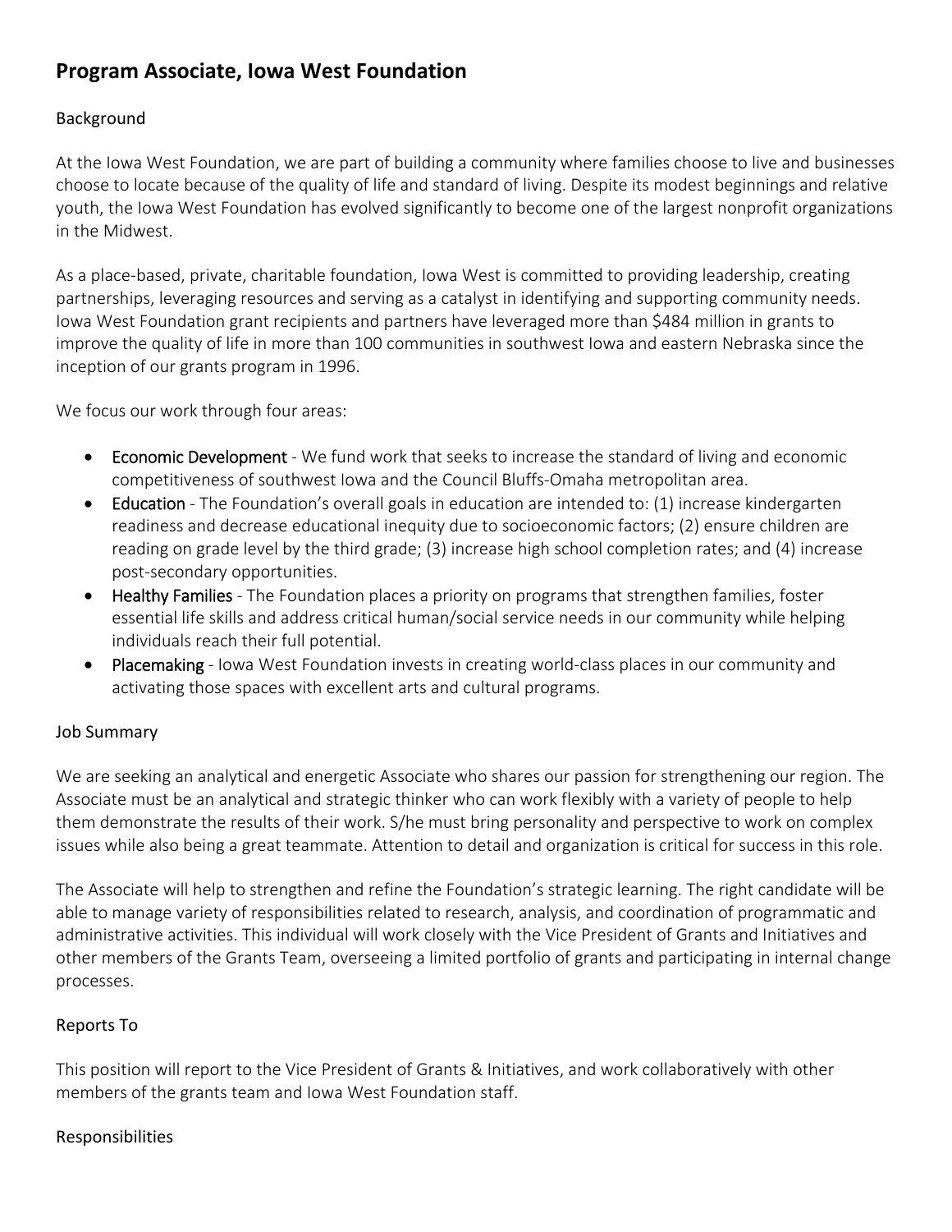# Program Associate, Iowa West Foundation

## Background

At the Iowa West Foundation, we are part of building a community where families choose to live and businesses choose to locate because of the quality of life and standard of living. Despite its modest beginnings and relative youth, the Iowa West Foundation has evolved significantly to become one of the largest nonprofit organizations in the Midwest.

As a place-based, private, charitable foundation, Iowa West is committed to providing leadership, creating partnerships, leveraging resources and serving as a catalyst in identifying and supporting community needs. Iowa West Foundation grant recipients and partners have leveraged more than $484 million in grants to improve the quality of life in more than 100 communities in southwest Iowa and eastern Nebraska since the inception of our grants program in 1996.

We focus our work through four areas:

- **Economic Development** - We fund work that seeks to increase the standard of living and economic competitiveness of southwest Iowa and the Council Bluffs-Omaha metropolitan area.
- **Education** - The Foundation's overall goals in education are intended to: (1) increase kindergarten readiness and decrease educational inequity due to socioeconomic factors; (2) ensure children are reading on grade level by the third grade; (3) increase high school completion rates; and (4) increase post-secondary opportunities.
- **Healthy Families** - The Foundation places a priority on programs that strengthen families, foster essential life skills and address critical human/social service needs in our community while helping individuals reach their full potential.
- **Placemaking** - Iowa West Foundation invests in creating world-class places in our community and activating those spaces with excellent arts and cultural programs.

## Job Summary

We are seeking an analytical and energetic Associate who shares our passion for strengthening our region. The Associate must be an analytical and strategic thinker who can work flexibly with a variety of people to help them demonstrate the results of their work. S/he must bring personality and perspective to work on complex issues while also being a great teammate. Attention to detail and organization is critical for success in this role.

The Associate will help to strengthen and refine the Foundation's strategic learning. The right candidate will be able to manage variety of responsibilities related to research, analysis, and coordination of programmatic and administrative activities. This individual will work closely with the Vice President of Grants and Initiatives and other members of the Grants Team, overseeing a limited portfolio of grants and participating in internal change processes.

## Reports To

This position will report to the Vice President of Grants & Initiatives, and work collaboratively with other members of the grants team and Iowa West Foundation staff.

## Responsibilities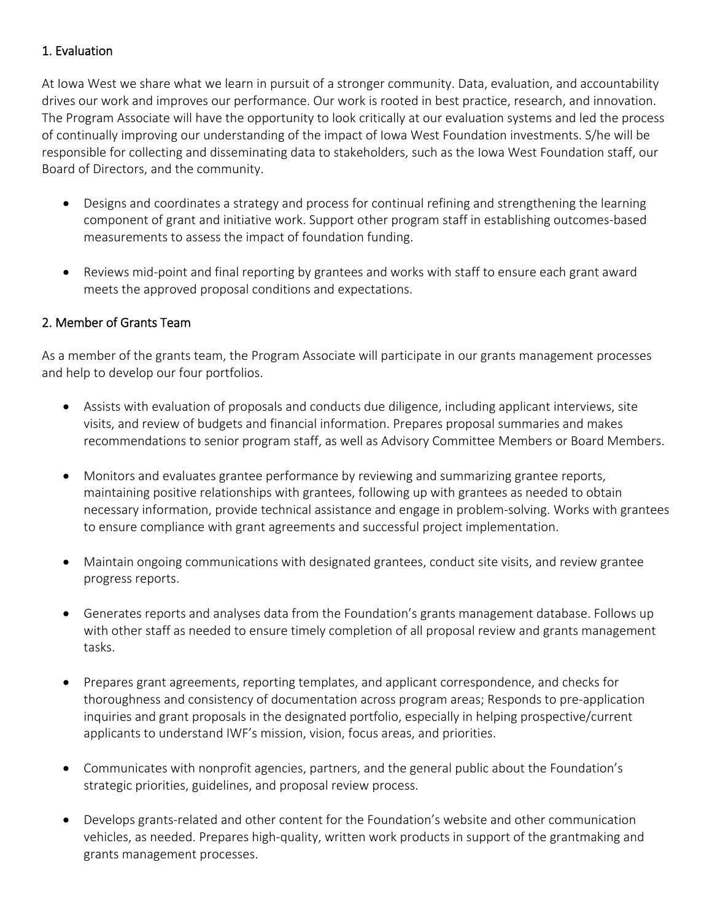## 1. Evaluation

At Iowa West we share what we learn in pursuit of a stronger community. Data, evaluation, and accountability drives our work and improves our performance. Our work is rooted in best practice, research, and innovation. The Program Associate will have the opportunity to look critically at our evaluation systems and led the process of continually improving our understanding of the impact of Iowa West Foundation investments. S/he will be responsible for collecting and disseminating data to stakeholders, such as the Iowa West Foundation staff, our Board of Directors, and the community.

- Designs and coordinates a strategy and process for continual refining and strengthening the learning component of grant and initiative work. Support other program staff in establishing outcomes-based measurements to assess the impact of foundation funding.
- Reviews mid-point and final reporting by grantees and works with staff to ensure each grant award meets the approved proposal conditions and expectations.

## 2. Member of Grants Team

As a member of the grants team, the Program Associate will participate in our grants management processes and help to develop our four portfolios.

- Assists with evaluation of proposals and conducts due diligence, including applicant interviews, site visits, and review of budgets and financial information. Prepares proposal summaries and makes recommendations to senior program staff, as well as Advisory Committee Members or Board Members.
- Monitors and evaluates grantee performance by reviewing and summarizing grantee reports, maintaining positive relationships with grantees, following up with grantees as needed to obtain necessary information, provide technical assistance and engage in problem-solving. Works with grantees to ensure compliance with grant agreements and successful project implementation.
- Maintain ongoing communications with designated grantees, conduct site visits, and review grantee progress reports.
- Generates reports and analyses data from the Foundation's grants management database. Follows up with other staff as needed to ensure timely completion of all proposal review and grants management tasks.
- Prepares grant agreements, reporting templates, and applicant correspondence, and checks for thoroughness and consistency of documentation across program areas; Responds to pre-application inquiries and grant proposals in the designated portfolio, especially in helping prospective/current applicants to understand IWF's mission, vision, focus areas, and priorities.
- Communicates with nonprofit agencies, partners, and the general public about the Foundation's strategic priorities, guidelines, and proposal review process.
- Develops grants-related and other content for the Foundation's website and other communication vehicles, as needed. Prepares high-quality, written work products in support of the grantmaking and grants management processes.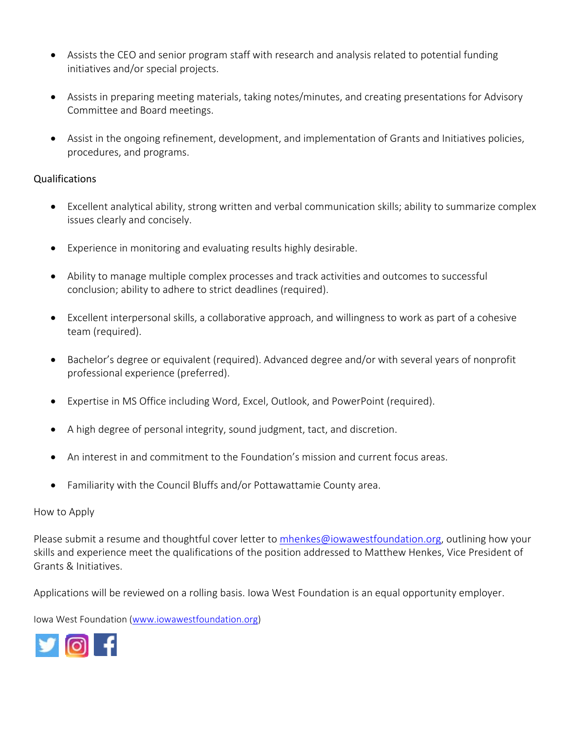- Assists the CEO and senior program staff with research and analysis related to potential funding initiatives and/or special projects.
- Assists in preparing meeting materials, taking notes/minutes, and creating presentations for Advisory Committee and Board meetings.
- Assist in the ongoing refinement, development, and implementation of Grants and Initiatives policies, procedures, and programs.

## Qualifications

- Excellent analytical ability, strong written and verbal communication skills; ability to summarize complex issues clearly and concisely.
- Experience in monitoring and evaluating results highly desirable.
- Ability to manage multiple complex processes and track activities and outcomes to successful conclusion; ability to adhere to strict deadlines (required).
- Excellent interpersonal skills, a collaborative approach, and willingness to work as part of a cohesive team (required).
- Bachelor's degree or equivalent (required). Advanced degree and/or with several years of nonprofit professional experience (preferred).
- Expertise in MS Office including Word, Excel, Outlook, and PowerPoint (required).
- A high degree of personal integrity, sound judgment, tact, and discretion.
- An interest in and commitment to the Foundation's mission and current focus areas.
- Familiarity with the Council Bluffs and/or Pottawattamie County area.

## How to Apply

Please submit a resume and thoughtful cover letter to mhenkes@iowawestfoundation.org, outlining how your skills and experience meet the qualifications of the position addressed to Matthew Henkes, Vice President of Grants & Initiatives.

Applications will be reviewed on a rolling basis. Iowa West Foundation is an equal opportunity employer.

Iowa West Foundation (www.iowawestfoundation.org)